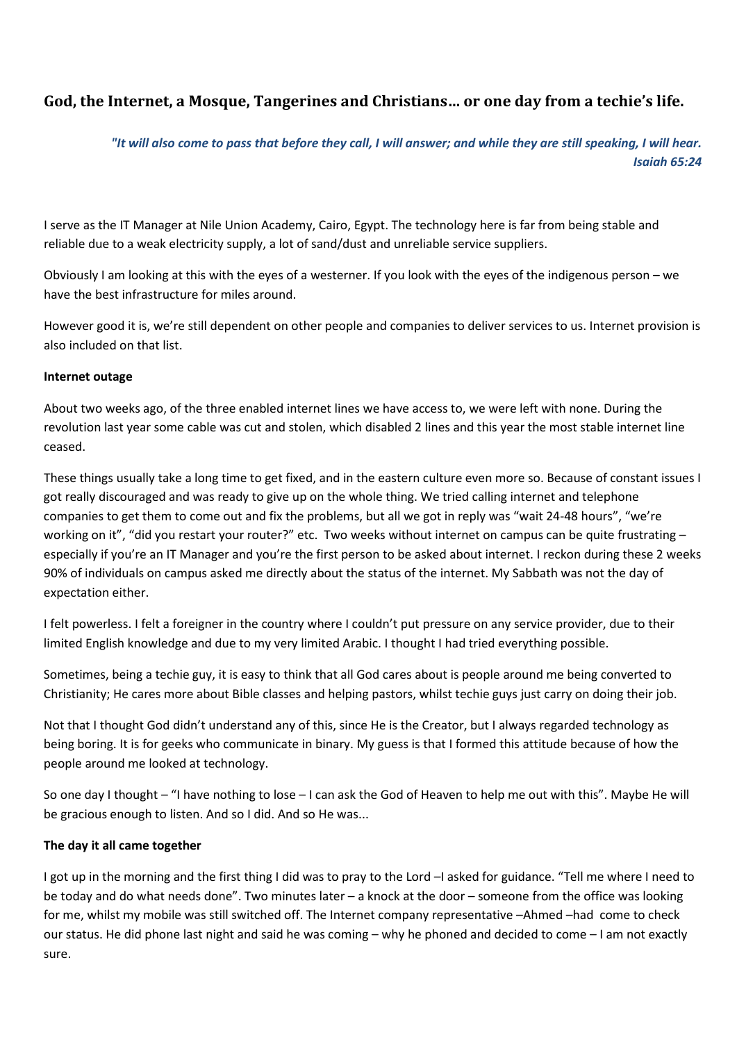# God, the Internet, a Mosque, Tangerines and Christians… or one day from a techie's life.

> ***"It will also come to pass that before they call, I will answer; and while they are still speaking, I will hear. Isaiah 65:24***

I serve as the IT Manager at Nile Union Academy, Cairo, Egypt. The technology here is far from being stable and reliable due to a weak electricity supply, a lot of sand/dust and unreliable service suppliers.

Obviously I am looking at this with the eyes of a westerner. If you look with the eyes of the indigenous person – we have the best infrastructure for miles around.

However good it is, we're still dependent on other people and companies to deliver services to us. Internet provision is also included on that list.

**Internet outage**

About two weeks ago, of the three enabled internet lines we have access to, we were left with none. During the revolution last year some cable was cut and stolen, which disabled 2 lines and this year the most stable internet line ceased.

These things usually take a long time to get fixed, and in the eastern culture even more so. Because of constant issues I got really discouraged and was ready to give up on the whole thing. We tried calling internet and telephone companies to get them to come out and fix the problems, but all we got in reply was "wait 24-48 hours", "we're working on it", "did you restart your router?" etc. Two weeks without internet on campus can be quite frustrating – especially if you're an IT Manager and you're the first person to be asked about internet. I reckon during these 2 weeks 90% of individuals on campus asked me directly about the status of the internet. My Sabbath was not the day of expectation either.

I felt powerless. I felt a foreigner in the country where I couldn't put pressure on any service provider, due to their limited English knowledge and due to my very limited Arabic. I thought I had tried everything possible.

Sometimes, being a techie guy, it is easy to think that all God cares about is people around me being converted to Christianity; He cares more about Bible classes and helping pastors, whilst techie guys just carry on doing their job.

Not that I thought God didn't understand any of this, since He is the Creator, but I always regarded technology as being boring. It is for geeks who communicate in binary. My guess is that I formed this attitude because of how the people around me looked at technology.

So one day I thought – "I have nothing to lose – I can ask the God of Heaven to help me out with this". Maybe He will be gracious enough to listen. And so I did. And so He was...

**The day it all came together**

I got up in the morning and the first thing I did was to pray to the Lord –I asked for guidance. "Tell me where I need to be today and do what needs done". Two minutes later – a knock at the door – someone from the office was looking for me, whilst my mobile was still switched off. The Internet company representative –Ahmed –had come to check our status. He did phone last night and said he was coming – why he phoned and decided to come – I am not exactly sure.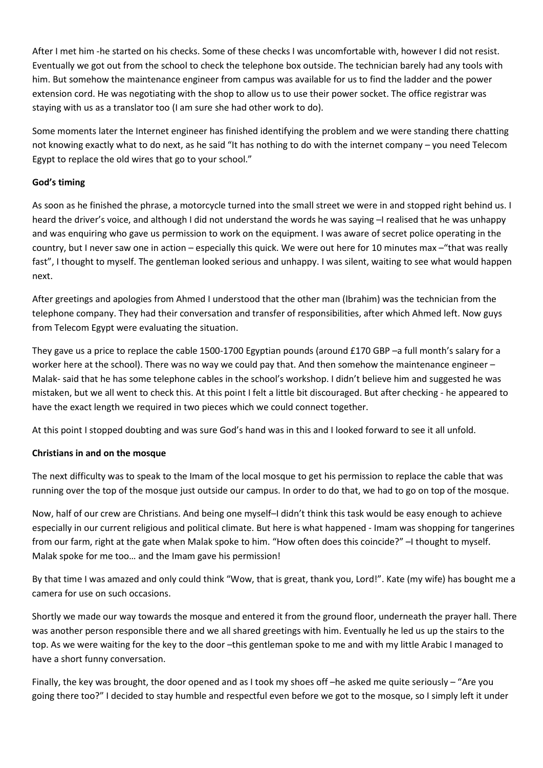After I met him -he started on his checks. Some of these checks I was uncomfortable with, however I did not resist. Eventually we got out from the school to check the telephone box outside. The technician barely had any tools with him. But somehow the maintenance engineer from campus was available for us to find the ladder and the power extension cord. He was negotiating with the shop to allow us to use their power socket. The office registrar was staying with us as a translator too (I am sure she had other work to do).

Some moments later the Internet engineer has finished identifying the problem and we were standing there chatting not knowing exactly what to do next, as he said "It has nothing to do with the internet company – you need Telecom Egypt to replace the old wires that go to your school."

**God's timing**

As soon as he finished the phrase, a motorcycle turned into the small street we were in and stopped right behind us. I heard the driver's voice, and although I did not understand the words he was saying –I realised that he was unhappy and was enquiring who gave us permission to work on the equipment. I was aware of secret police operating in the country, but I never saw one in action – especially this quick. We were out here for 10 minutes max –"that was really fast", I thought to myself. The gentleman looked serious and unhappy. I was silent, waiting to see what would happen next.

After greetings and apologies from Ahmed I understood that the other man (Ibrahim) was the technician from the telephone company. They had their conversation and transfer of responsibilities, after which Ahmed left. Now guys from Telecom Egypt were evaluating the situation.

They gave us a price to replace the cable 1500-1700 Egyptian pounds (around £170 GBP –a full month's salary for a worker here at the school). There was no way we could pay that. And then somehow the maintenance engineer – Malak- said that he has some telephone cables in the school's workshop. I didn't believe him and suggested he was mistaken, but we all went to check this. At this point I felt a little bit discouraged. But after checking - he appeared to have the exact length we required in two pieces which we could connect together.

At this point I stopped doubting and was sure God's hand was in this and I looked forward to see it all unfold.

**Christians in and on the mosque**

The next difficulty was to speak to the Imam of the local mosque to get his permission to replace the cable that was running over the top of the mosque just outside our campus. In order to do that, we had to go on top of the mosque.

Now, half of our crew are Christians. And being one myself–I didn't think this task would be easy enough to achieve especially in our current religious and political climate. But here is what happened - Imam was shopping for tangerines from our farm, right at the gate when Malak spoke to him. "How often does this coincide?" –I thought to myself. Malak spoke for me too… and the Imam gave his permission!

By that time I was amazed and only could think "Wow, that is great, thank you, Lord!". Kate (my wife) has bought me a camera for use on such occasions.

Shortly we made our way towards the mosque and entered it from the ground floor, underneath the prayer hall. There was another person responsible there and we all shared greetings with him. Eventually he led us up the stairs to the top. As we were waiting for the key to the door –this gentleman spoke to me and with my little Arabic I managed to have a short funny conversation.

Finally, the key was brought, the door opened and as I took my shoes off –he asked me quite seriously – "Are you going there too?" I decided to stay humble and respectful even before we got to the mosque, so I simply left it under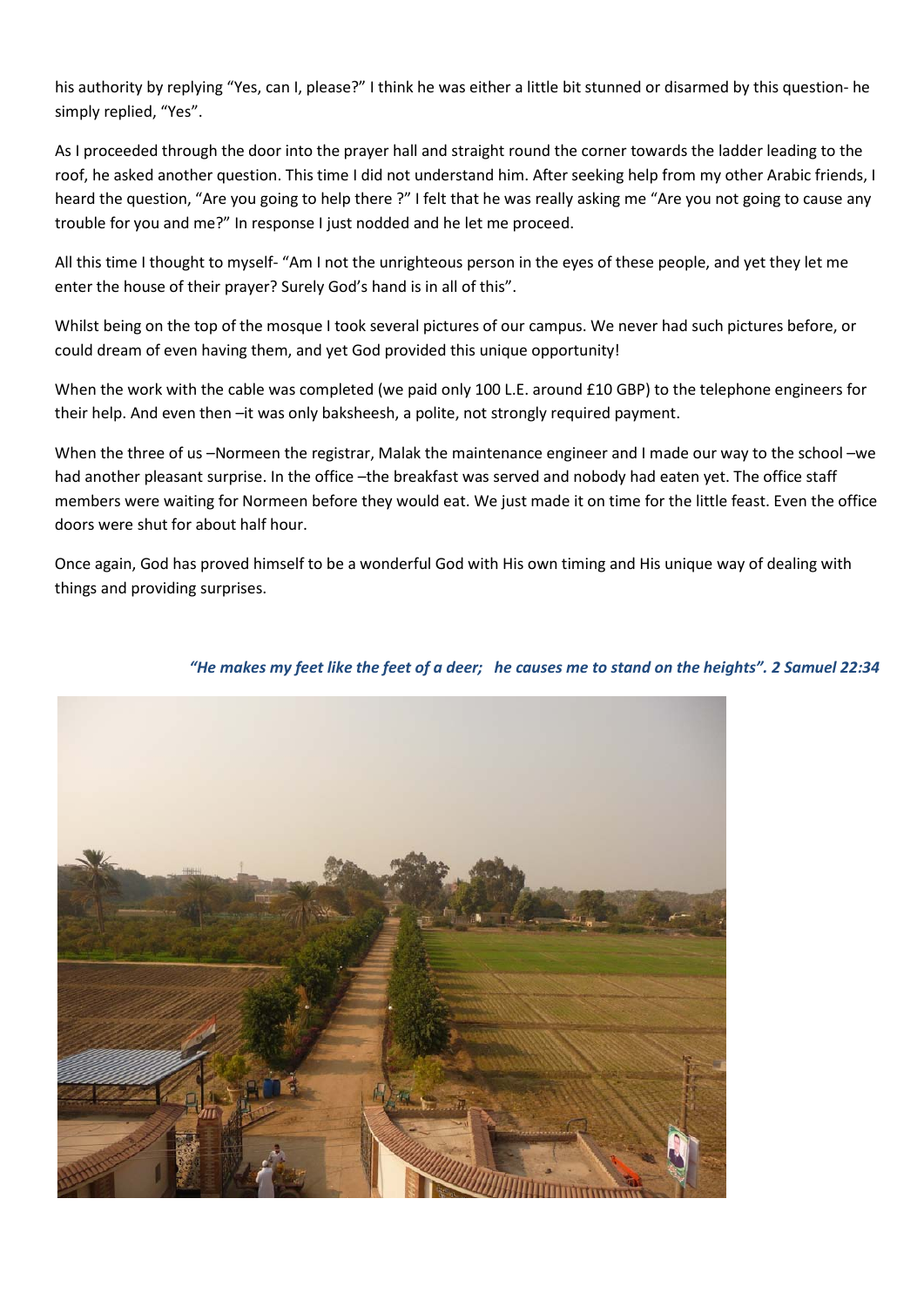his authority by replying "Yes, can I, please?" I think he was either a little bit stunned or disarmed by this question- he simply replied, "Yes".

As I proceeded through the door into the prayer hall and straight round the corner towards the ladder leading to the roof, he asked another question. This time I did not understand him. After seeking help from my other Arabic friends, I heard the question, "Are you going to help there ?" I felt that he was really asking me "Are you not going to cause any trouble for you and me?" In response I just nodded and he let me proceed.

All this time I thought to myself- "Am I not the unrighteous person in the eyes of these people, and yet they let me enter the house of their prayer? Surely God's hand is in all of this".

Whilst being on the top of the mosque I took several pictures of our campus. We never had such pictures before, or could dream of even having them, and yet God provided this unique opportunity!

When the work with the cable was completed (we paid only 100 L.E. around £10 GBP) to the telephone engineers for their help. And even then –it was only baksheesh, a polite, not strongly required payment.

When the three of us –Normeen the registrar, Malak the maintenance engineer and I made our way to the school –we had another pleasant surprise. In the office –the breakfast was served and nobody had eaten yet. The office staff members were waiting for Normeen before they would eat. We just made it on time for the little feast. Even the office doors were shut for about half hour.

Once again, God has proved himself to be a wonderful God with His own timing and His unique way of dealing with things and providing surprises.

***"He makes my feet like the feet of a deer; he causes me to stand on the heights". 2 Samuel 22:34***